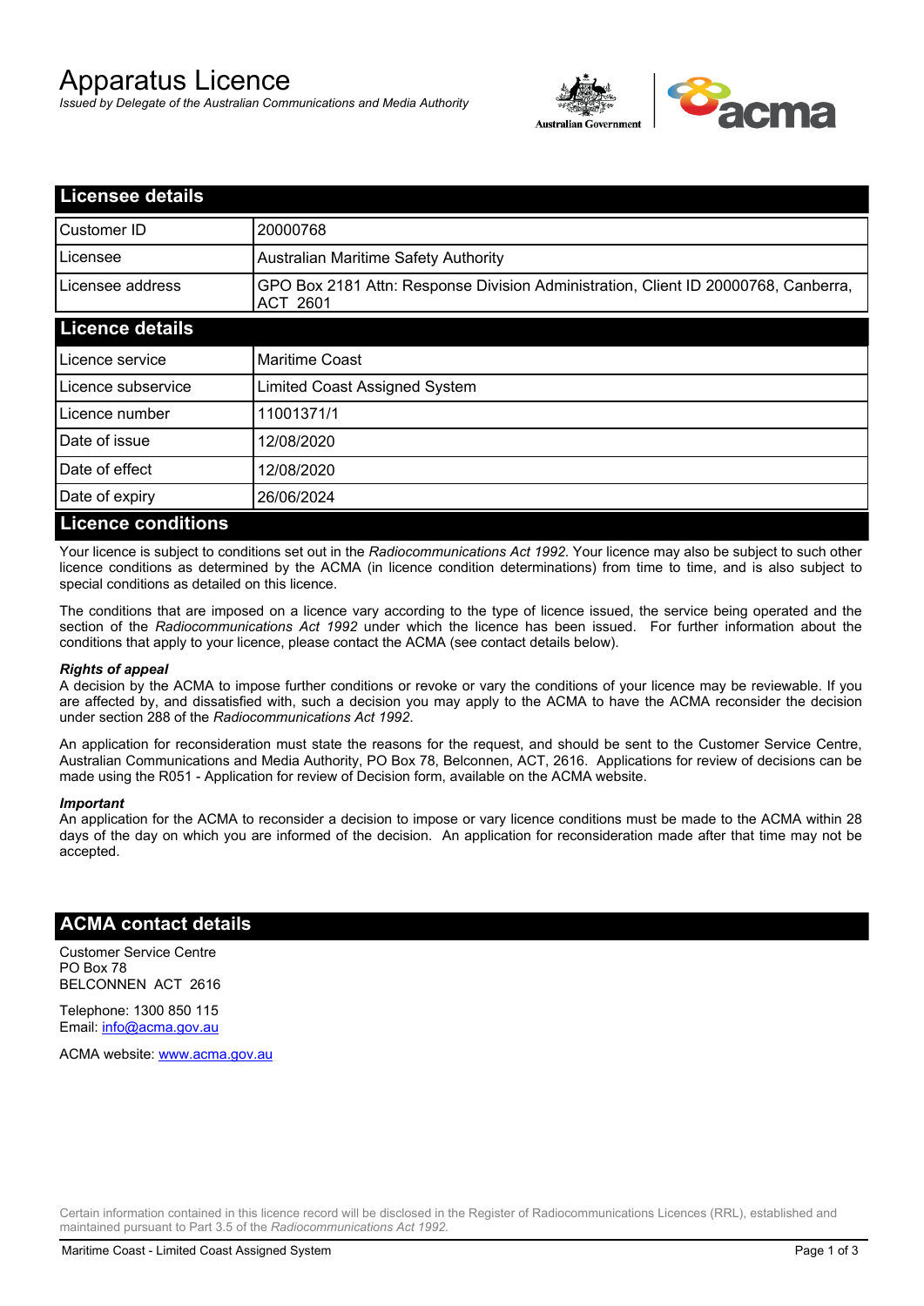# Apparatus Licence

*Issued by Delegate of the Australian Communications and Media Authority*

## Licensee details

| | |
|---|---|
| Customer ID | 20000768 |
| Licensee | Australian Maritime Safety Authority |
| Licensee address | GPO Box 2181 Attn: Response Division Administration, Client ID 20000768, Canberra, ACT 2601 |

## Licence details

| | |
|---|---|
| Licence service | Maritime Coast |
| Licence subservice | Limited Coast Assigned System |
| Licence number | 11001371/1 |
| Date of issue | 12/08/2020 |
| Date of effect | 12/08/2020 |
| Date of expiry | 26/06/2024 |

## Licence conditions

Your licence is subject to conditions set out in the *Radiocommunications Act 1992*. Your licence may also be subject to such other licence conditions as determined by the ACMA (in licence condition determinations) from time to time, and is also subject to special conditions as detailed on this licence.

The conditions that are imposed on a licence vary according to the type of licence issued, the service being operated and the section of the *Radiocommunications Act 1992* under which the licence has been issued. For further information about the conditions that apply to your licence, please contact the ACMA (see contact details below).

***Rights of appeal***

A decision by the ACMA to impose further conditions or revoke or vary the conditions of your licence may be reviewable. If you are affected by, and dissatisfied with, such a decision you may apply to the ACMA to have the ACMA reconsider the decision under section 288 of the *Radiocommunications Act 1992*.

An application for reconsideration must state the reasons for the request, and should be sent to the Customer Service Centre, Australian Communications and Media Authority, PO Box 78, Belconnen, ACT, 2616. Applications for review of decisions can be made using the R051 - Application for review of Decision form, available on the ACMA website.

***Important***

An application for the ACMA to reconsider a decision to impose or vary licence conditions must be made to the ACMA within 28 days of the day on which you are informed of the decision. An application for reconsideration made after that time may not be accepted.

## ACMA contact details

Customer Service Centre
PO Box 78
BELCONNEN ACT 2616

Telephone: 1300 850 115
Email: info@acma.gov.au

ACMA website: www.acma.gov.au

Certain information contained in this licence record will be disclosed in the Register of Radiocommunications Licences (RRL), established and maintained pursuant to Part 3.5 of the *Radiocommunications Act 1992.*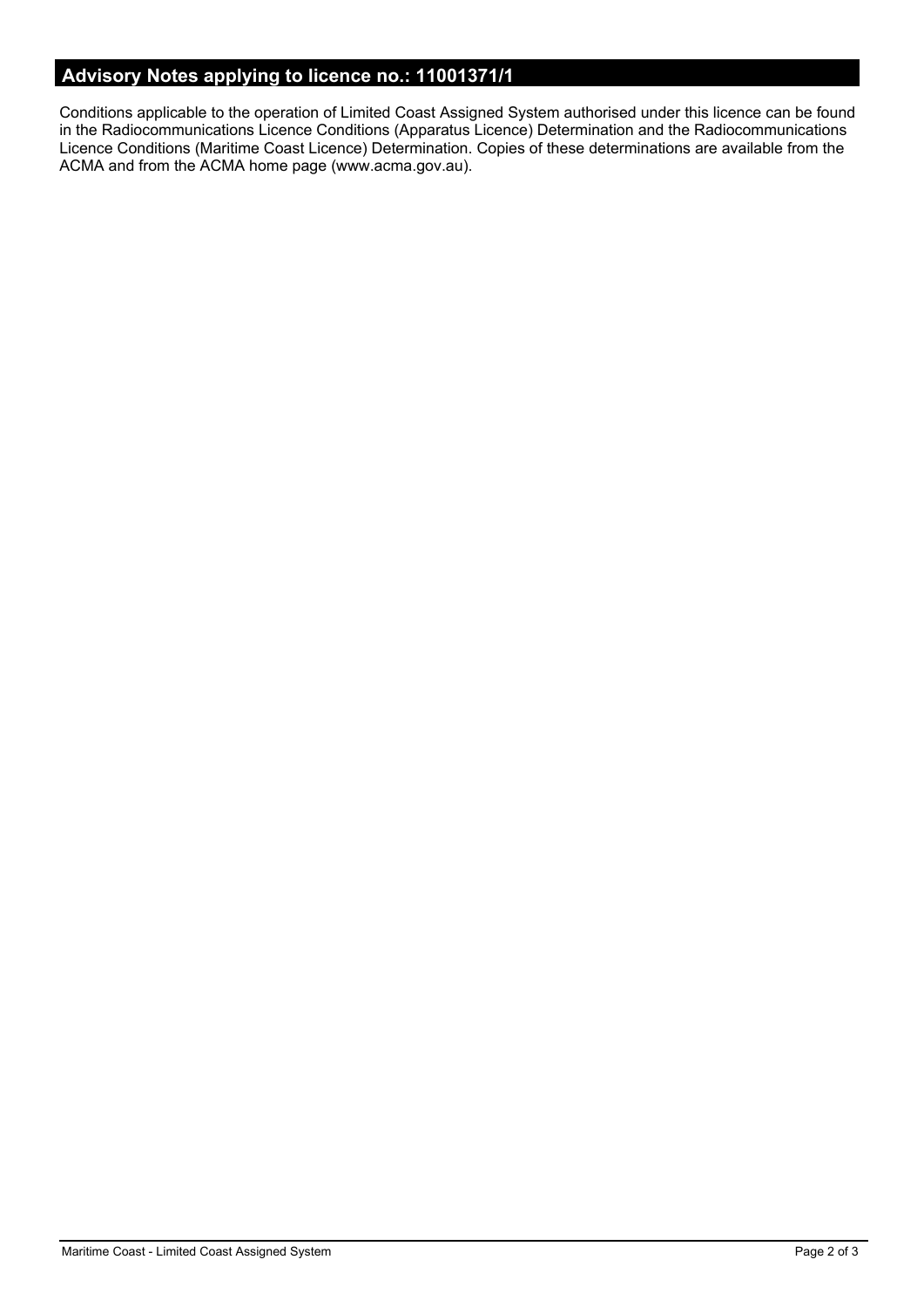## Advisory Notes applying to licence no.: 11001371/1

Conditions applicable to the operation of Limited Coast Assigned System authorised under this licence can be found in the Radiocommunications Licence Conditions (Apparatus Licence) Determination and the Radiocommunications Licence Conditions (Maritime Coast Licence) Determination. Copies of these determinations are available from the ACMA and from the ACMA home page (www.acma.gov.au).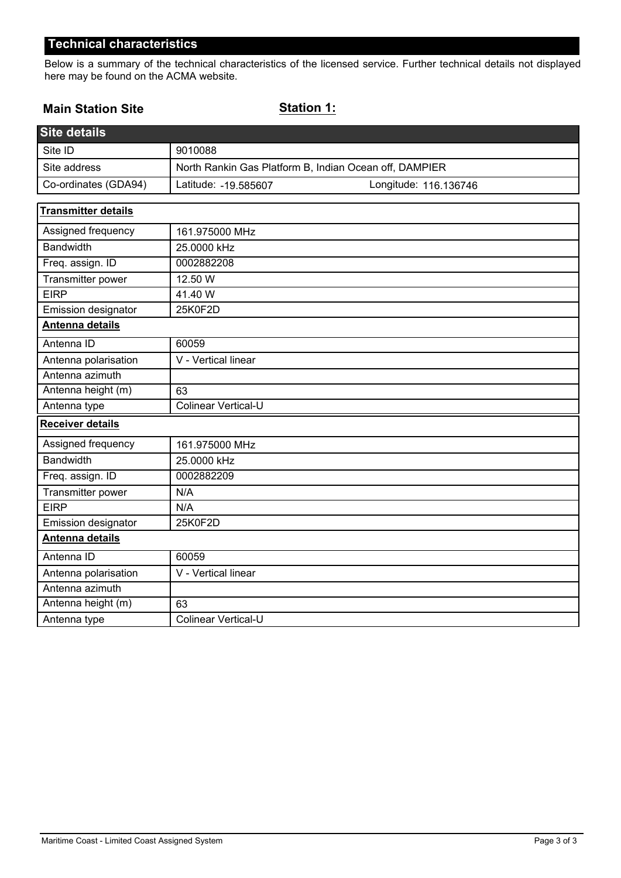## Technical characteristics

Below is a summary of the technical characteristics of the licensed service. Further technical details not displayed here may be found on the ACMA website.

### Main Station Site

**Station 1:**

| Site details | |
|---|---|
| Site ID | 9010088 |
| Site address | North Rankin Gas Platform B, Indian Ocean off, DAMPIER |
| Co-ordinates (GDA94) | Latitude: -19.585607 Longitude: 116.136746 |

| **Transmitter details** | |
|---|---|
| Assigned frequency | 161.975000 MHz |
| Bandwidth | 25.0000 kHz |
| Freq. assign. ID | 0002882208 |
| Transmitter power | 12.50 W |
| EIRP | 41.40 W |
| Emission designator | 25K0F2D |
| **Antenna details** | |
| Antenna ID | 60059 |
| Antenna polarisation | V - Vertical linear |
| Antenna azimuth | |
| Antenna height (m) | 63 |
| Antenna type | Colinear Vertical-U |

| **Receiver details** | |
|---|---|
| Assigned frequency | 161.975000 MHz |
| Bandwidth | 25.0000 kHz |
| Freq. assign. ID | 0002882209 |
| Transmitter power | N/A |
| EIRP | N/A |
| Emission designator | 25K0F2D |
| **Antenna details** | |
| Antenna ID | 60059 |
| Antenna polarisation | V - Vertical linear |
| Antenna azimuth | |
| Antenna height (m) | 63 |
| Antenna type | Colinear Vertical-U |